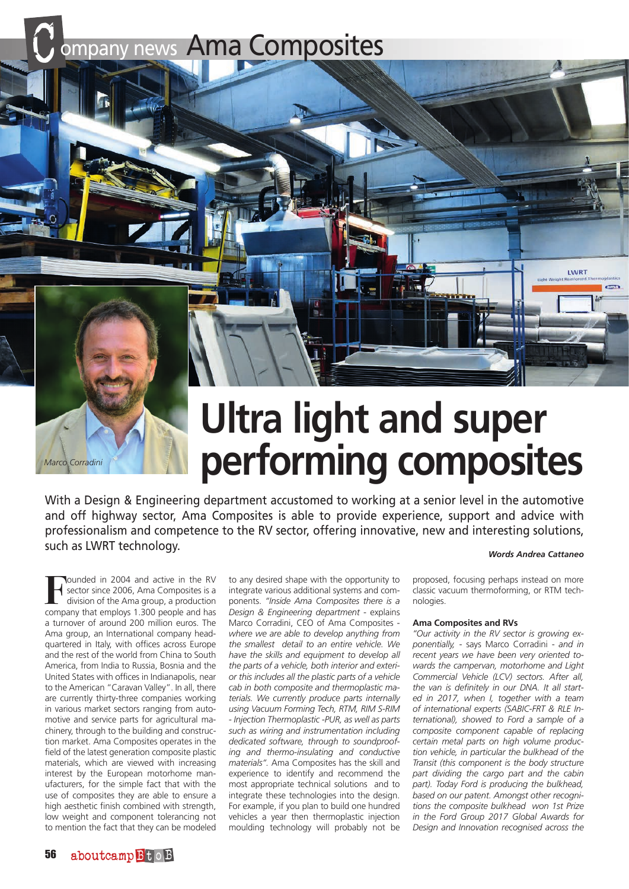# Company news Ama Composites

Marco Corradini

# Ultra light and super performing composites

With a Design & Engineering department accustomed to working at a senior level in the automotive and off highway sector, Ama Composites is able to provide experience, support and advice with professionalism and competence to the RV sector, offering innovative, new and interesting solutions, such as LWRT technology.

***Words Andrea Cattaneo***

Founded in 2004 and active in the RV sector since 2006, Ama Composites is a division of the Ama group, a production company that employs 1.300 people and has a turnover of around 200 million euros. The Ama group, an International company headquartered in Italy, with offices across Europe and the rest of the world from China to South America, from India to Russia, Bosnia and the United States with offices in Indianapolis, near to the American "Caravan Valley". In all, there are currently thirty-three companies working in various market sectors ranging from automotive and service parts for agricultural machinery, through to the building and construction market. Ama Composites operates in the field of the latest generation composite plastic materials, which are viewed with increasing interest by the European motorhome manufacturers, for the simple fact that with the use of composites they are able to ensure a high aesthetic finish combined with strength, low weight and component tolerancing not to mention the fact that they can be modeled to any desired shape with the opportunity to integrate various additional systems and components. *"Inside Ama Composites there is a Design & Engineering department* - explains Marco Corradini, CEO of Ama Composites - *where we are able to develop anything from the smallest detail to an entire vehicle. We have the skills and equipment to develop all the parts of a vehicle, both interior and exterior this includes all the plastic parts of a vehicle cab in both composite and thermoplastic materials. We currently produce parts internally using Vacuum Forming Tech, RTM, RIM S-RIM - Injection Thermoplastic -PUR, as well as parts such as wiring and instrumentation including dedicated software, through to soundproofing and thermo-insulating and conductive materials".* Ama Composites has the skill and experience to identify and recommend the most appropriate technical solutions and to integrate these technologies into the design. For example, if you plan to build one hundred vehicles a year then thermoplastic injection moulding technology will probably not be proposed, focusing perhaps instead on more classic vacuum thermoforming, or RTM technologies.

### Ama Composites and RVs

*"Our activity in the RV sector is growing exponentially,* - says Marco Corradini - *and in recent years we have been very oriented towards the campervan, motorhome and Light Commercial Vehicle (LCV) sectors. After all, the van is definitely in our DNA. It all started in 2017, when I, together with a team of international experts (SABIC-FRT & RLE International), showed to Ford a sample of a composite component capable of replacing certain metal parts on high volume production vehicle, in particular the bulkhead of the Transit (this component is the body structure part dividing the cargo part and the cabin part). Today Ford is producing the bulkhead, based on our patent. Amongst other recognitions the composite bulkhead won 1st Prize in the Ford Group 2017 Global Awards for Design and Innovation recognised across the*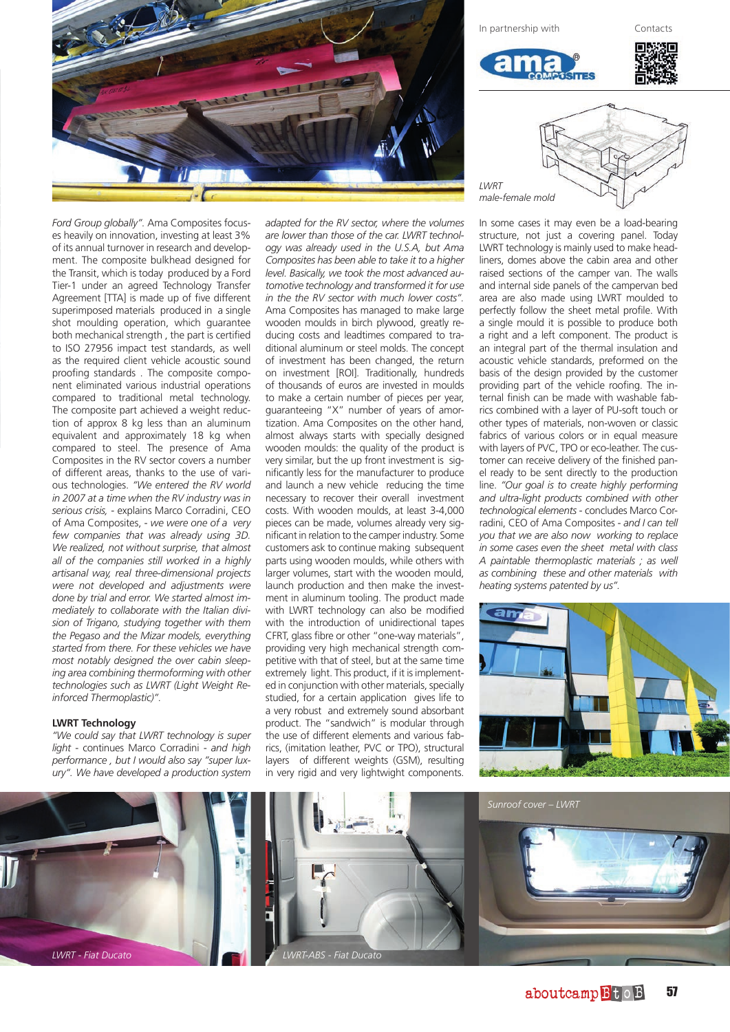In partnership with

Contacts

LWRT
male-female mold

*Ford Group globally".* Ama Composites focuses heavily on innovation, investing at least 3% of its annual turnover in research and development. The composite bulkhead designed for the Transit, which is today produced by a Ford Tier-1 under an agreed Technology Transfer Agreement [TTA] is made up of five different superimposed materials produced in a single shot moulding operation, which guarantee both mechanical strength , the part is certified to ISO 27956 impact test standards, as well as the required client vehicle acoustic sound proofing standards . The composite component eliminated various industrial operations compared to traditional metal technology. The composite part achieved a weight reduction of approx 8 kg less than an aluminum equivalent and approximately 18 kg when compared to steel. The presence of Ama Composites in the RV sector covers a number of different areas, thanks to the use of various technologies. *"We entered the RV world in 2007 at a time when the RV industry was in serious crisis,* - explains Marco Corradini, CEO of Ama Composites, - *we were one of a very few companies that was already using 3D. We realized, not without surprise, that almost all of the companies still worked in a highly artisanal way, real three-dimensional projects were not developed and adjustments were done by trial and error. We started almost immediately to collaborate with the Italian division of Trigano, studying together with them the Pegaso and the Mizar models, everything started from there. For these vehicles we have most notably designed the over cabin sleeping area combining thermoforming with other technologies such as LWRT (Light Weight Reinforced Thermoplastic)".*

**LWRT Technology**

*"We could say that LWRT technology is super light* - continues Marco Corradini - *and high performance , but I would also say "super luxury". We have developed a production system adapted for the RV sector, where the volumes are lower than those of the car. LWRT technology was already used in the U.S.A, but Ama Composites has been able to take it to a higher level. Basically, we took the most advanced automotive technology and transformed it for use in the the RV sector with much lower costs".* Ama Composites has managed to make large wooden moulds in birch plywood, greatly reducing costs and leadtimes compared to traditional aluminum or steel molds. The concept of investment has been changed, the return on investment [ROI]. Traditionally, hundreds of thousands of euros are invested in moulds to make a certain number of pieces per year, guaranteeing "X" number of years of amortization. Ama Composites on the other hand, almost always starts with specially designed wooden moulds: the quality of the product is very similar, but the up front investment is significantly less for the manufacturer to produce and launch a new vehicle reducing the time necessary to recover their overall investment costs. With wooden moulds, at least 3-4,000 pieces can be made, volumes already very significant in relation to the camper industry. Some customers ask to continue making subsequent parts using wooden moulds, while others with larger volumes, start with the wooden mould, launch production and then make the investment in aluminum tooling. The product made with LWRT technology can also be modified with the introduction of unidirectional tapes CFRT, glass fibre or other "one-way materials", providing very high mechanical strength competitive with that of steel, but at the same time extremely light. This product, if it is implemented in conjunction with other materials, specially studied, for a certain application gives life to a very robust and extremely sound absorbant product. The "sandwich" is modular through the use of different elements and various fabrics, (imitation leather, PVC or TPO), structural layers of different weights (GSM), resulting in very rigid and very lightweight components. In some cases it may even be a load-bearing structure, not just a covering panel. Today LWRT technology is mainly used to make headliners, domes above the cabin area and other raised sections of the camper van. The walls and internal side panels of the campervan bed area are also made using LWRT moulded to perfectly follow the sheet metal profile. With a single mould it is possible to produce both a right and a left component. The product is an integral part of the thermal insulation and acoustic vehicle standards, preformed on the basis of the design provided by the customer providing part of the vehicle roofing. The internal finish can be made with washable fabrics combined with a layer of PU-soft touch or other types of materials, non-woven or classic fabrics of various colors or in equal measure with layers of PVC, TPO or eco-leather. The customer can receive delivery of the finished panel ready to be sent directly to the production line. *"Our goal is to create highly performing and ultra-light products combined with other technological elements* - concludes Marco Corradini, CEO of Ama Composites - *and I can tell you that we are also now working to replace in some cases even the sheet metal with class A paintable thermoplastic materials ; as well as combining these and other materials with heating systems patented by us".*

LWRT - Fiat Ducato

LWRT-ABS - Fiat Ducato

Sunroof cover – LWRT